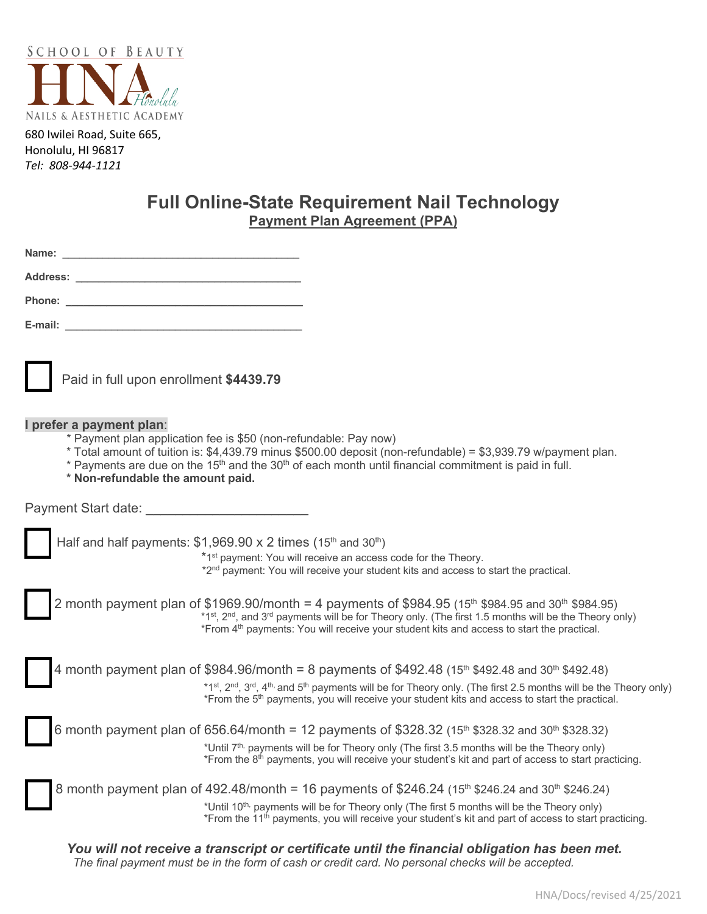SCHOOL OF BEAUTY

HNA Honolulu

NAILS & AESTHETIC ACADEMY

680 Iwilei Road, Suite 665,
Honolulu, HI 96817
*Tel: 808-944-1121*

# Full Online-State Requirement Nail Technology

## Payment Plan Agreement (PPA)

**Name:** ________________________________________

**Address:** ________________________________________

**Phone:** ________________________________________

**E-mail:** ________________________________________

☐ Paid in full upon enrollment **$4439.79**

**I prefer a payment plan**:

- * Payment plan application fee is $50 (non-refundable: Pay now)
- * Total amount of tuition is: $4,439.79 minus $500.00 deposit (non-refundable) = $3,939.79 w/payment plan.
- * Payments are due on the 15th and the 30th of each month until financial commitment is paid in full.
- **\* Non-refundable the amount paid.**

Payment Start date: ______________________

☐ Half and half payments: $1,969.90 x 2 times (15th and 30th)
- *1st payment: You will receive an access code for the Theory.
- *2nd payment: You will receive your student kits and access to start the practical.

☐ 2 month payment plan of $1969.90/month = 4 payments of $984.95 (15th $984.95 and 30th $984.95)
- *1st, 2nd, and 3rd payments will be for Theory only. (The first 1.5 months will be the Theory only)
- *From 4th payments: You will receive your student kits and access to start the practical.

☐ 4 month payment plan of $984.96/month = 8 payments of $492.48 (15th $492.48 and 30th $492.48)
- *1st, 2nd, 3rd, 4th, and 5th payments will be for Theory only. (The first 2.5 months will be the Theory only)
- *From the 5th payments, you will receive your student kits and access to start the practical.

☐ 6 month payment plan of 656.64/month = 12 payments of $328.32 (15th $328.32 and 30th $328.32)
- *Until 7th, payments will be for Theory only (The first 3.5 months will be the Theory only)
- *From the 8th payments, you will receive your student's kit and part of access to start practicing.

☐ 8 month payment plan of 492.48/month = 16 payments of $246.24 (15th $246.24 and 30th $246.24)
- *Until 10th, payments will be for Theory only (The first 5 months will be the Theory only)
- *From the 11th payments, you will receive your student's kit and part of access to start practicing.

***You will not receive a transcript or certificate until the financial obligation has been met.***

*The final payment must be in the form of cash or credit card. No personal checks will be accepted.*

HNA/Docs/revised 4/25/2021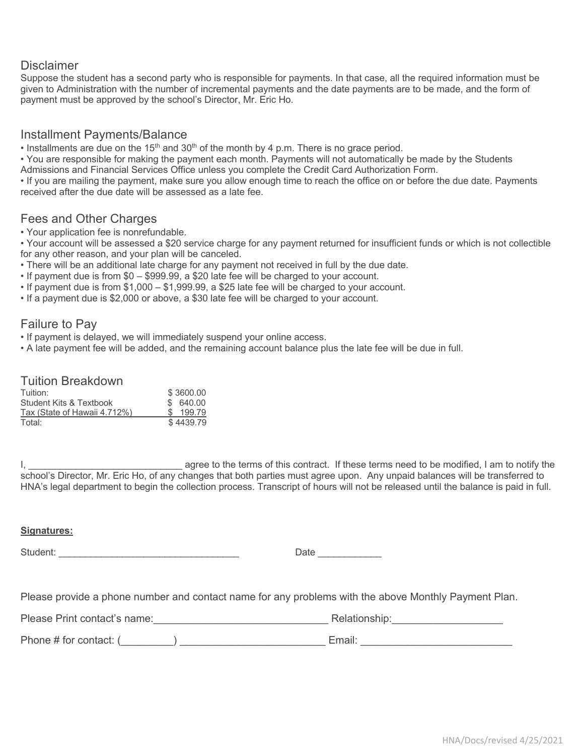## Disclaimer

Suppose the student has a second party who is responsible for payments. In that case, all the required information must be given to Administration with the number of incremental payments and the date payments are to be made, and the form of payment must be approved by the school's Director, Mr. Eric Ho.

## Installment Payments/Balance

• Installments are due on the 15th and 30th of the month by 4 p.m. There is no grace period.
• You are responsible for making the payment each month. Payments will not automatically be made by the Students Admissions and Financial Services Office unless you complete the Credit Card Authorization Form.
• If you are mailing the payment, make sure you allow enough time to reach the office on or before the due date. Payments received after the due date will be assessed as a late fee.

## Fees and Other Charges

• Your application fee is nonrefundable.
• Your account will be assessed a $20 service charge for any payment returned for insufficient funds or which is not collectible for any other reason, and your plan will be canceled.
• There will be an additional late charge for any payment not received in full by the due date.
• If payment due is from $0 – $999.99, a $20 late fee will be charged to your account.
• If payment due is from $1,000 – $1,999.99, a $25 late fee will be charged to your account.
• If a payment due is $2,000 or above, a $30 late fee will be charged to your account.

## Failure to Pay

• If payment is delayed, we will immediately suspend your online access.
• A late payment fee will be added, and the remaining account balance plus the late fee will be due in full.

## Tuition Breakdown

| | |
|---|---|
| Tuition: | $ 3600.00 |
| Student Kits & Textbook | $ 640.00 |
| Tax (State of Hawaii 4.712%) | $ 199.79 |
| Total: | $ 4439.79 |

I, ____________________________ agree to the terms of this contract. If these terms need to be modified, I am to notify the school's Director, Mr. Eric Ho, of any changes that both parties must agree upon. Any unpaid balances will be transferred to HNA's legal department to begin the collection process. Transcript of hours will not be released until the balance is paid in full.

**Signatures:**

Student: _________________________________ Date ____________

Please provide a phone number and contact name for any problems with the above Monthly Payment Plan.

Please Print contact's name:______________________________ Relationship:___________________

Phone # for contact: (_________) _________________________ Email: __________________________

HNA/Docs/revised 4/25/2021